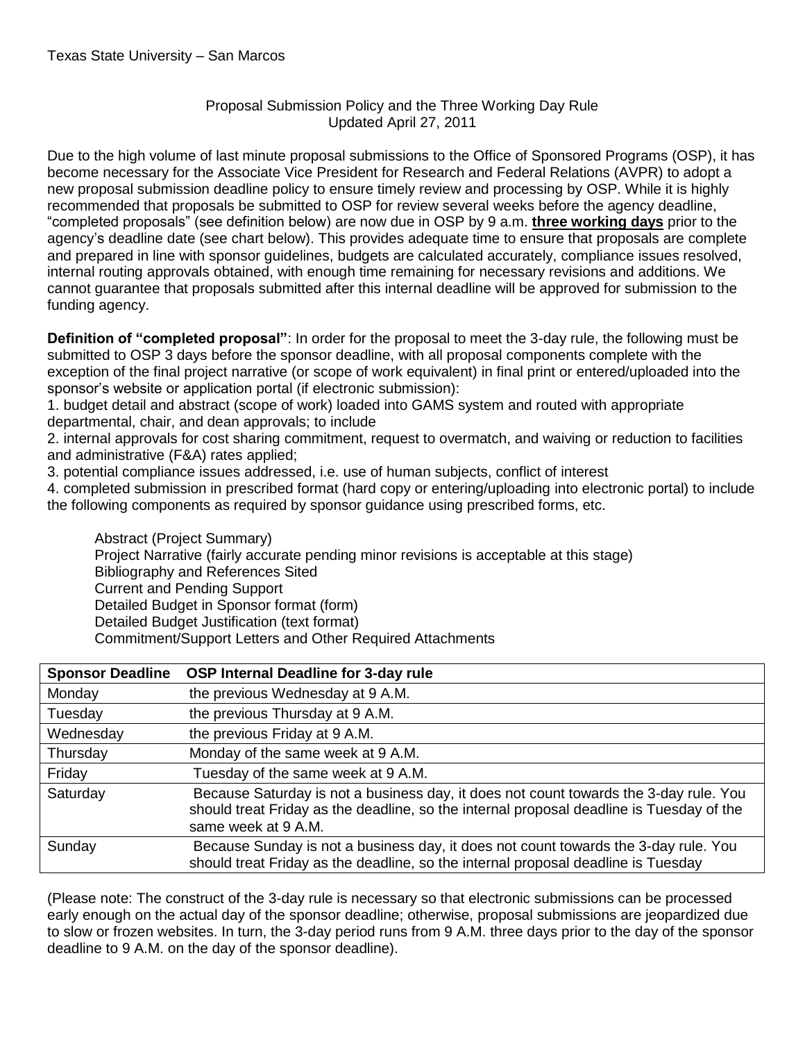Texas State University – San Marcos

## Proposal Submission Policy and the Three Working Day Rule

Updated April 27, 2011

Due to the high volume of last minute proposal submissions to the Office of Sponsored Programs (OSP), it has become necessary for the Associate Vice President for Research and Federal Relations (AVPR) to adopt a new proposal submission deadline policy to ensure timely review and processing by OSP. While it is highly recommended that proposals be submitted to OSP for review several weeks before the agency deadline, "completed proposals" (see definition below) are now due in OSP by 9 a.m. **three working days** prior to the agency's deadline date (see chart below). This provides adequate time to ensure that proposals are complete and prepared in line with sponsor guidelines, budgets are calculated accurately, compliance issues resolved, internal routing approvals obtained, with enough time remaining for necessary revisions and additions. We cannot guarantee that proposals submitted after this internal deadline will be approved for submission to the funding agency.

**Definition of "completed proposal"**: In order for the proposal to meet the 3-day rule, the following must be submitted to OSP 3 days before the sponsor deadline, with all proposal components complete with the exception of the final project narrative (or scope of work equivalent) in final print or entered/uploaded into the sponsor's website or application portal (if electronic submission):

1. budget detail and abstract (scope of work) loaded into GAMS system and routed with appropriate departmental, chair, and dean approvals; to include
2. internal approvals for cost sharing commitment, request to overmatch, and waiving or reduction to facilities and administrative (F&A) rates applied;
3. potential compliance issues addressed, i.e. use of human subjects, conflict of interest
4. completed submission in prescribed format (hard copy or entering/uploading into electronic portal) to include the following components as required by sponsor guidance using prescribed forms, etc.

   - Abstract (Project Summary)
   - Project Narrative (fairly accurate pending minor revisions is acceptable at this stage)
   - Bibliography and References Sited
   - Current and Pending Support
   - Detailed Budget in Sponsor format (form)
   - Detailed Budget Justification (text format)
   - Commitment/Support Letters and Other Required Attachments

| Sponsor Deadline | OSP Internal Deadline for 3-day rule |
|---|---|
| Monday | the previous Wednesday at 9 A.M. |
| Tuesday | the previous Thursday at 9 A.M. |
| Wednesday | the previous Friday at 9 A.M. |
| Thursday | Monday of the same week at 9 A.M. |
| Friday | Tuesday of the same week at 9 A.M. |
| Saturday | Because Saturday is not a business day, it does not count towards the 3-day rule. You should treat Friday as the deadline, so the internal proposal deadline is Tuesday of the same week at 9 A.M. |
| Sunday | Because Sunday is not a business day, it does not count towards the 3-day rule. You should treat Friday as the deadline, so the internal proposal deadline is Tuesday |

(Please note: The construct of the 3-day rule is necessary so that electronic submissions can be processed early enough on the actual day of the sponsor deadline; otherwise, proposal submissions are jeopardized due to slow or frozen websites. In turn, the 3-day period runs from 9 A.M. three days prior to the day of the sponsor deadline to 9 A.M. on the day of the sponsor deadline).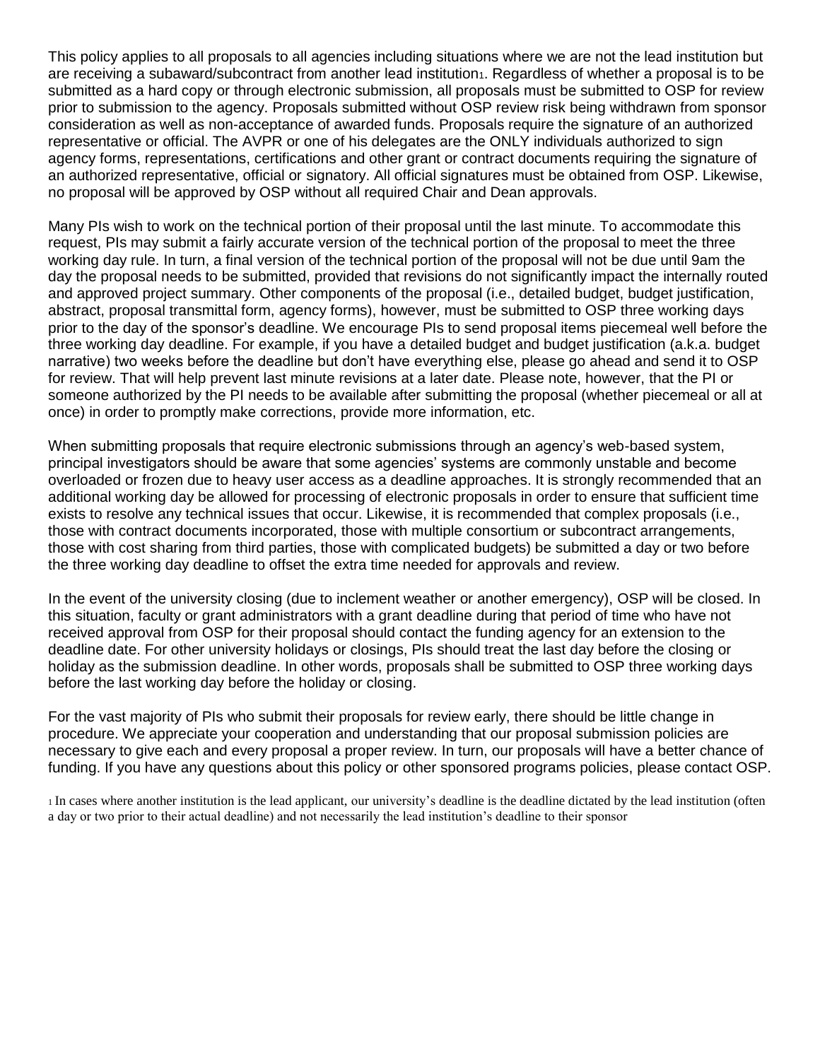This policy applies to all proposals to all agencies including situations where we are not the lead institution but are receiving a subaward/subcontract from another lead institution[1]. Regardless of whether a proposal is to be submitted as a hard copy or through electronic submission, all proposals must be submitted to OSP for review prior to submission to the agency. Proposals submitted without OSP review risk being withdrawn from sponsor consideration as well as non-acceptance of awarded funds. Proposals require the signature of an authorized representative or official. The AVPR or one of his delegates are the ONLY individuals authorized to sign agency forms, representations, certifications and other grant or contract documents requiring the signature of an authorized representative, official or signatory. All official signatures must be obtained from OSP. Likewise, no proposal will be approved by OSP without all required Chair and Dean approvals.

Many PIs wish to work on the technical portion of their proposal until the last minute. To accommodate this request, PIs may submit a fairly accurate version of the technical portion of the proposal to meet the three working day rule. In turn, a final version of the technical portion of the proposal will not be due until 9am the day the proposal needs to be submitted, provided that revisions do not significantly impact the internally routed and approved project summary. Other components of the proposal (i.e., detailed budget, budget justification, abstract, proposal transmittal form, agency forms), however, must be submitted to OSP three working days prior to the day of the sponsor's deadline. We encourage PIs to send proposal items piecemeal well before the three working day deadline. For example, if you have a detailed budget and budget justification (a.k.a. budget narrative) two weeks before the deadline but don't have everything else, please go ahead and send it to OSP for review. That will help prevent last minute revisions at a later date. Please note, however, that the PI or someone authorized by the PI needs to be available after submitting the proposal (whether piecemeal or all at once) in order to promptly make corrections, provide more information, etc.

When submitting proposals that require electronic submissions through an agency's web-based system, principal investigators should be aware that some agencies' systems are commonly unstable and become overloaded or frozen due to heavy user access as a deadline approaches. It is strongly recommended that an additional working day be allowed for processing of electronic proposals in order to ensure that sufficient time exists to resolve any technical issues that occur. Likewise, it is recommended that complex proposals (i.e., those with contract documents incorporated, those with multiple consortium or subcontract arrangements, those with cost sharing from third parties, those with complicated budgets) be submitted a day or two before the three working day deadline to offset the extra time needed for approvals and review.

In the event of the university closing (due to inclement weather or another emergency), OSP will be closed. In this situation, faculty or grant administrators with a grant deadline during that period of time who have not received approval from OSP for their proposal should contact the funding agency for an extension to the deadline date. For other university holidays or closings, PIs should treat the last day before the closing or holiday as the submission deadline. In other words, proposals shall be submitted to OSP three working days before the last working day before the holiday or closing.

For the vast majority of PIs who submit their proposals for review early, there should be little change in procedure. We appreciate your cooperation and understanding that our proposal submission policies are necessary to give each and every proposal a proper review. In turn, our proposals will have a better chance of funding. If you have any questions about this policy or other sponsored programs policies, please contact OSP.

[1] In cases where another institution is the lead applicant, our university's deadline is the deadline dictated by the lead institution (often a day or two prior to their actual deadline) and not necessarily the lead institution's deadline to their sponsor